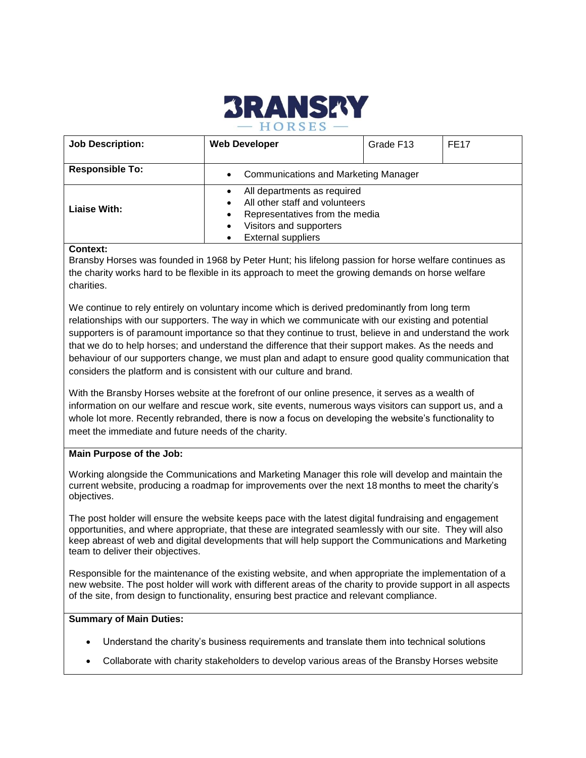| Job Description: | Web Developer | Grade F13 | FE17 |
|---|---|---|---|
| **Responsible To:** | • Communications and Marketing Manager | | |
| **Liaise With:** | • All departments as required<br>• All other staff and volunteers<br>• Representatives from the media<br>• Visitors and supporters<br>• External suppliers | | |

**Context:**

Bransby Horses was founded in 1968 by Peter Hunt; his lifelong passion for horse welfare continues as the charity works hard to be flexible in its approach to meet the growing demands on horse welfare charities.

We continue to rely entirely on voluntary income which is derived predominantly from long term relationships with our supporters. The way in which we communicate with our existing and potential supporters is of paramount importance so that they continue to trust, believe in and understand the work that we do to help horses; and understand the difference that their support makes. As the needs and behaviour of our supporters change, we must plan and adapt to ensure good quality communication that considers the platform and is consistent with our culture and brand.

With the Bransby Horses website at the forefront of our online presence, it serves as a wealth of information on our welfare and rescue work, site events, numerous ways visitors can support us, and a whole lot more. Recently rebranded, there is now a focus on developing the website's functionality to meet the immediate and future needs of the charity.

**Main Purpose of the Job:**

Working alongside the Communications and Marketing Manager this role will develop and maintain the current website, producing a roadmap for improvements over the next 18 months to meet the charity's objectives.

The post holder will ensure the website keeps pace with the latest digital fundraising and engagement opportunities, and where appropriate, that these are integrated seamlessly with our site. They will also keep abreast of web and digital developments that will help support the Communications and Marketing team to deliver their objectives.

Responsible for the maintenance of the existing website, and when appropriate the implementation of a new website. The post holder will work with different areas of the charity to provide support in all aspects of the site, from design to functionality, ensuring best practice and relevant compliance.

**Summary of Main Duties:**

- Understand the charity's business requirements and translate them into technical solutions
- Collaborate with charity stakeholders to develop various areas of the Bransby Horses website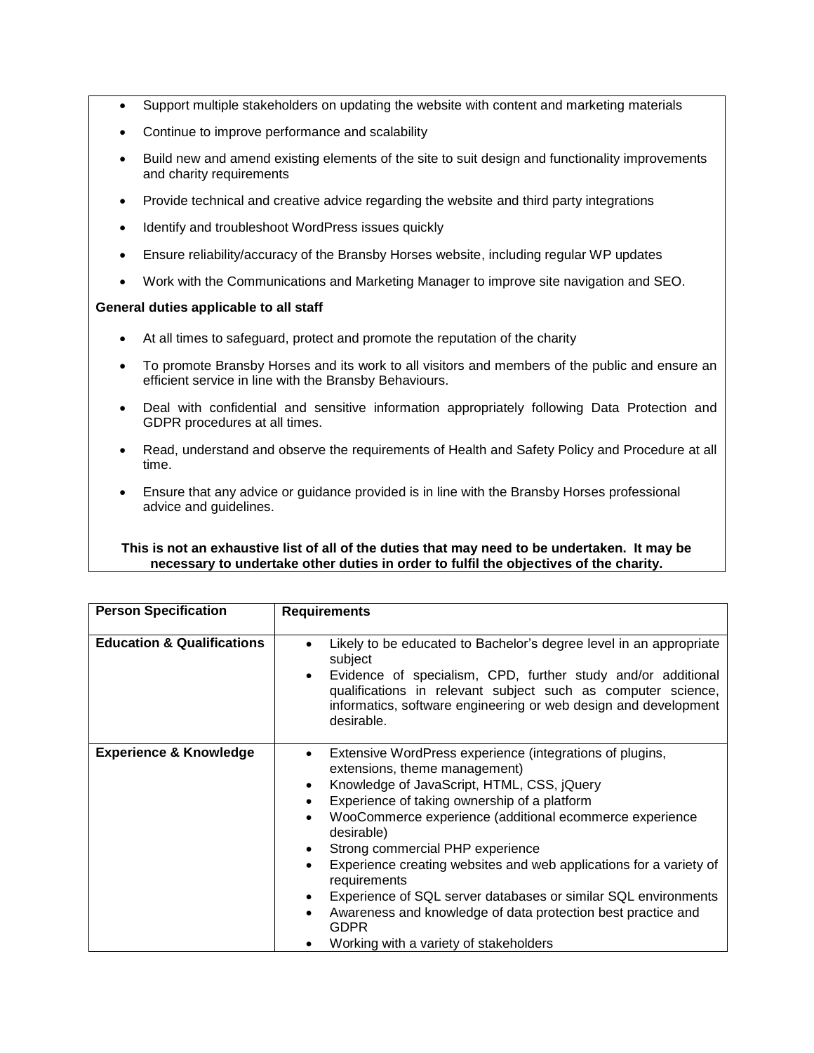- Support multiple stakeholders on updating the website with content and marketing materials
- Continue to improve performance and scalability
- Build new and amend existing elements of the site to suit design and functionality improvements and charity requirements
- Provide technical and creative advice regarding the website and third party integrations
- Identify and troubleshoot WordPress issues quickly
- Ensure reliability/accuracy of the Bransby Horses website, including regular WP updates
- Work with the Communications and Marketing Manager to improve site navigation and SEO.

**General duties applicable to all staff**

- At all times to safeguard, protect and promote the reputation of the charity
- To promote Bransby Horses and its work to all visitors and members of the public and ensure an efficient service in line with the Bransby Behaviours.
- Deal with confidential and sensitive information appropriately following Data Protection and GDPR procedures at all times.
- Read, understand and observe the requirements of Health and Safety Policy and Procedure at all time.
- Ensure that any advice or guidance provided is in line with the Bransby Horses professional advice and guidelines.

**This is not an exhaustive list of all of the duties that may need to be undertaken. It may be necessary to undertake other duties in order to fulfil the objectives of the charity.**

| **Person Specification** | **Requirements** |
|---|---|
| **Education & Qualifications** | • Likely to be educated to Bachelor's degree level in an appropriate subject<br>• Evidence of specialism, CPD, further study and/or additional qualifications in relevant subject such as computer science, informatics, software engineering or web design and development desirable. |
| **Experience & Knowledge** | • Extensive WordPress experience (integrations of plugins, extensions, theme management)<br>• Knowledge of JavaScript, HTML, CSS, jQuery<br>• Experience of taking ownership of a platform<br>• WooCommerce experience (additional ecommerce experience desirable)<br>• Strong commercial PHP experience<br>• Experience creating websites and web applications for a variety of requirements<br>• Experience of SQL server databases or similar SQL environments<br>• Awareness and knowledge of data protection best practice and GDPR<br>• Working with a variety of stakeholders |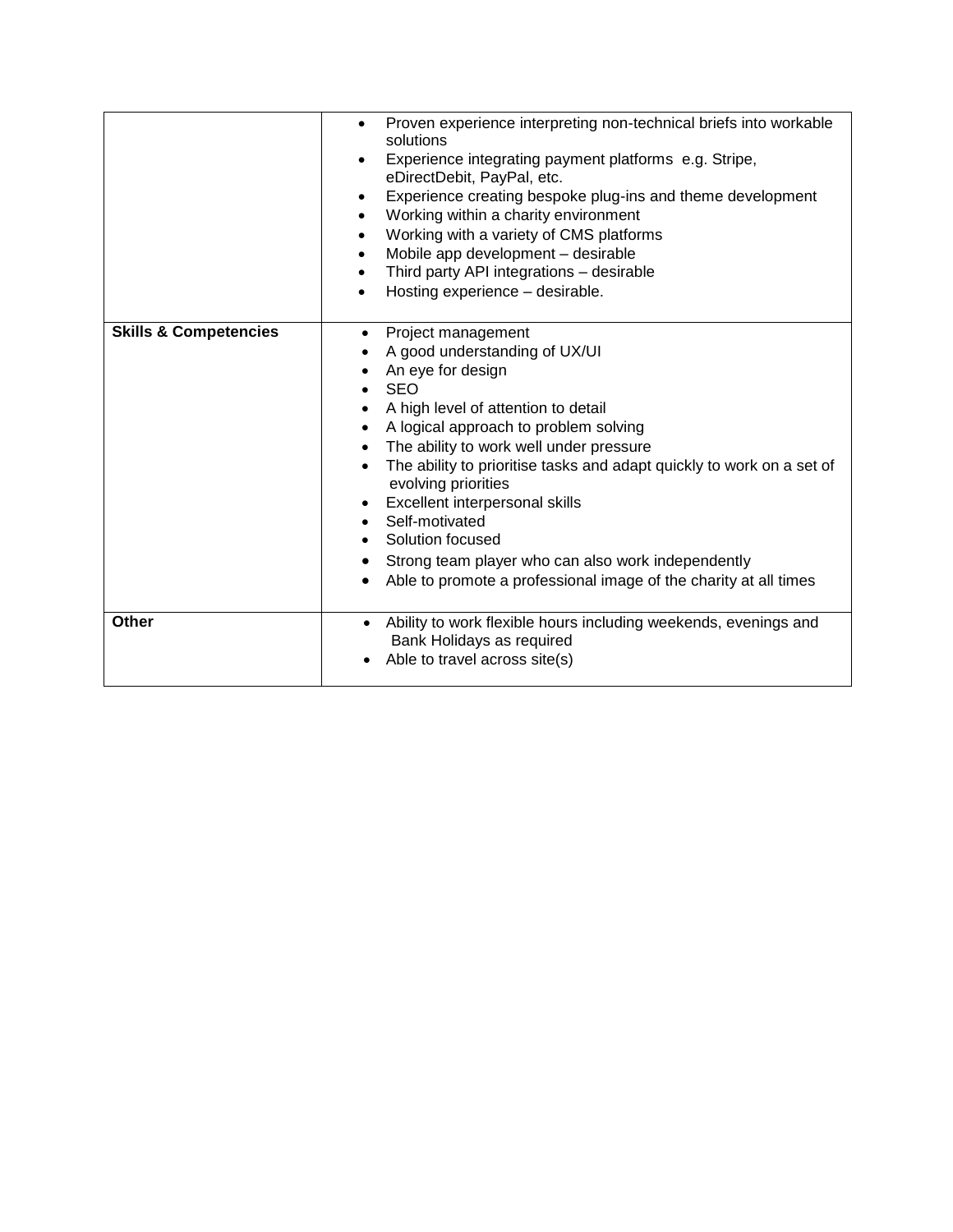| | |
|---|---|
| | • Proven experience interpreting non-technical briefs into workable solutions<br>• Experience integrating payment platforms e.g. Stripe, eDirectDebit, PayPal, etc.<br>• Experience creating bespoke plug-ins and theme development<br>• Working within a charity environment<br>• Working with a variety of CMS platforms<br>• Mobile app development – desirable<br>• Third party API integrations – desirable<br>• Hosting experience – desirable. |
| **Skills & Competencies** | • Project management<br>• A good understanding of UX/UI<br>• An eye for design<br>• SEO<br>• A high level of attention to detail<br>• A logical approach to problem solving<br>• The ability to work well under pressure<br>• The ability to prioritise tasks and adapt quickly to work on a set of evolving priorities<br>• Excellent interpersonal skills<br>• Self-motivated<br>• Solution focused<br>• Strong team player who can also work independently<br>• Able to promote a professional image of the charity at all times |
| **Other** | • Ability to work flexible hours including weekends, evenings and Bank Holidays as required<br>• Able to travel across site(s) |